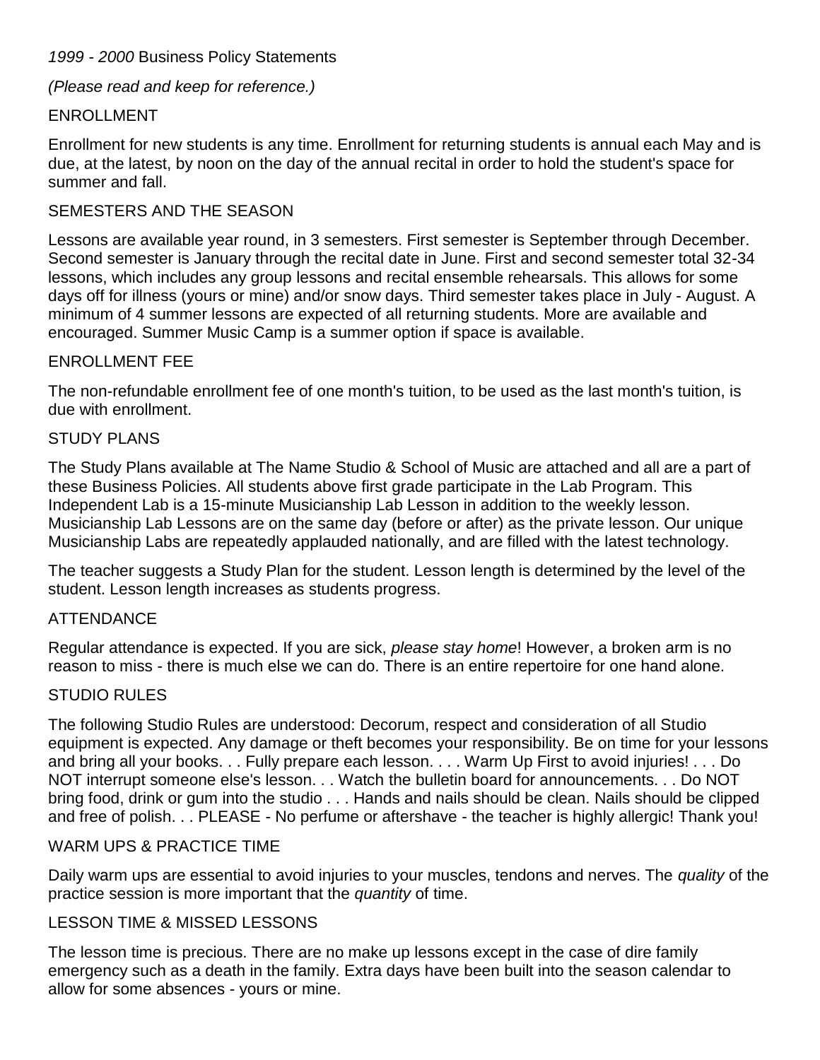*1999 - 2000* Business Policy Statements

*(Please read and keep for reference.)*

## ENROLLMENT

Enrollment for new students is any time. Enrollment for returning students is annual each May and is due, at the latest, by noon on the day of the annual recital in order to hold the student's space for summer and fall.

## SEMESTERS AND THE SEASON

Lessons are available year round, in 3 semesters. First semester is September through December. Second semester is January through the recital date in June. First and second semester total 32-34 lessons, which includes any group lessons and recital ensemble rehearsals. This allows for some days off for illness (yours or mine) and/or snow days. Third semester takes place in July - August. A minimum of 4 summer lessons are expected of all returning students. More are available and encouraged. Summer Music Camp is a summer option if space is available.

## ENROLLMENT FEE

The non-refundable enrollment fee of one month's tuition, to be used as the last month's tuition, is due with enrollment.

## STUDY PLANS

The Study Plans available at The Name Studio & School of Music are attached and all are a part of these Business Policies. All students above first grade participate in the Lab Program. This Independent Lab is a 15-minute Musicianship Lab Lesson in addition to the weekly lesson. Musicianship Lab Lessons are on the same day (before or after) as the private lesson. Our unique Musicianship Labs are repeatedly applauded nationally, and are filled with the latest technology.

The teacher suggests a Study Plan for the student. Lesson length is determined by the level of the student. Lesson length increases as students progress.

## ATTENDANCE

Regular attendance is expected. If you are sick, *please stay home*! However, a broken arm is no reason to miss - there is much else we can do. There is an entire repertoire for one hand alone.

## STUDIO RULES

The following Studio Rules are understood: Decorum, respect and consideration of all Studio equipment is expected. Any damage or theft becomes your responsibility. Be on time for your lessons and bring all your books. . . Fully prepare each lesson. . . . Warm Up First to avoid injuries! . . . Do NOT interrupt someone else's lesson. . . Watch the bulletin board for announcements. . . Do NOT bring food, drink or gum into the studio . . . Hands and nails should be clean. Nails should be clipped and free of polish. . . PLEASE - No perfume or aftershave - the teacher is highly allergic! Thank you!

## WARM UPS & PRACTICE TIME

Daily warm ups are essential to avoid injuries to your muscles, tendons and nerves. The *quality* of the practice session is more important that the *quantity* of time.

## LESSON TIME & MISSED LESSONS

The lesson time is precious. There are no make up lessons except in the case of dire family emergency such as a death in the family. Extra days have been built into the season calendar to allow for some absences - yours or mine.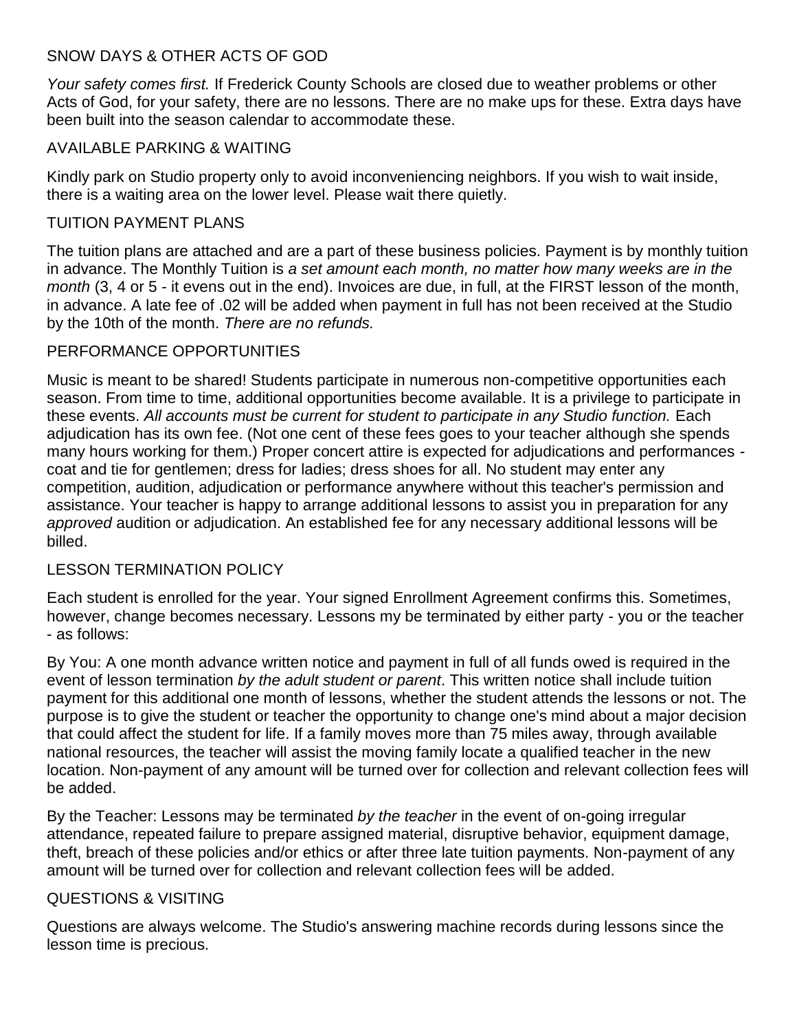## SNOW DAYS & OTHER ACTS OF GOD

*Your safety comes first.* If Frederick County Schools are closed due to weather problems or other Acts of God, for your safety, there are no lessons. There are no make ups for these. Extra days have been built into the season calendar to accommodate these.

## AVAILABLE PARKING & WAITING

Kindly park on Studio property only to avoid inconveniencing neighbors. If you wish to wait inside, there is a waiting area on the lower level. Please wait there quietly.

## TUITION PAYMENT PLANS

The tuition plans are attached and are a part of these business policies. Payment is by monthly tuition in advance. The Monthly Tuition is *a set amount each month, no matter how many weeks are in the month* (3, 4 or 5 - it evens out in the end). Invoices are due, in full, at the FIRST lesson of the month, in advance. A late fee of .02 will be added when payment in full has not been received at the Studio by the 10th of the month. *There are no refunds.*

## PERFORMANCE OPPORTUNITIES

Music is meant to be shared! Students participate in numerous non-competitive opportunities each season. From time to time, additional opportunities become available. It is a privilege to participate in these events. *All accounts must be current for student to participate in any Studio function.* Each adjudication has its own fee. (Not one cent of these fees goes to your teacher although she spends many hours working for them.) Proper concert attire is expected for adjudications and performances - coat and tie for gentlemen; dress for ladies; dress shoes for all. No student may enter any competition, audition, adjudication or performance anywhere without this teacher's permission and assistance. Your teacher is happy to arrange additional lessons to assist you in preparation for any *approved* audition or adjudication. An established fee for any necessary additional lessons will be billed.

## LESSON TERMINATION POLICY

Each student is enrolled for the year. Your signed Enrollment Agreement confirms this. Sometimes, however, change becomes necessary. Lessons my be terminated by either party - you or the teacher - as follows:

By You: A one month advance written notice and payment in full of all funds owed is required in the event of lesson termination *by the adult student or parent*. This written notice shall include tuition payment for this additional one month of lessons, whether the student attends the lessons or not. The purpose is to give the student or teacher the opportunity to change one's mind about a major decision that could affect the student for life. If a family moves more than 75 miles away, through available national resources, the teacher will assist the moving family locate a qualified teacher in the new location. Non-payment of any amount will be turned over for collection and relevant collection fees will be added.

By the Teacher: Lessons may be terminated *by the teacher* in the event of on-going irregular attendance, repeated failure to prepare assigned material, disruptive behavior, equipment damage, theft, breach of these policies and/or ethics or after three late tuition payments. Non-payment of any amount will be turned over for collection and relevant collection fees will be added.

## QUESTIONS & VISITING

Questions are always welcome. The Studio's answering machine records during lessons since the lesson time is precious.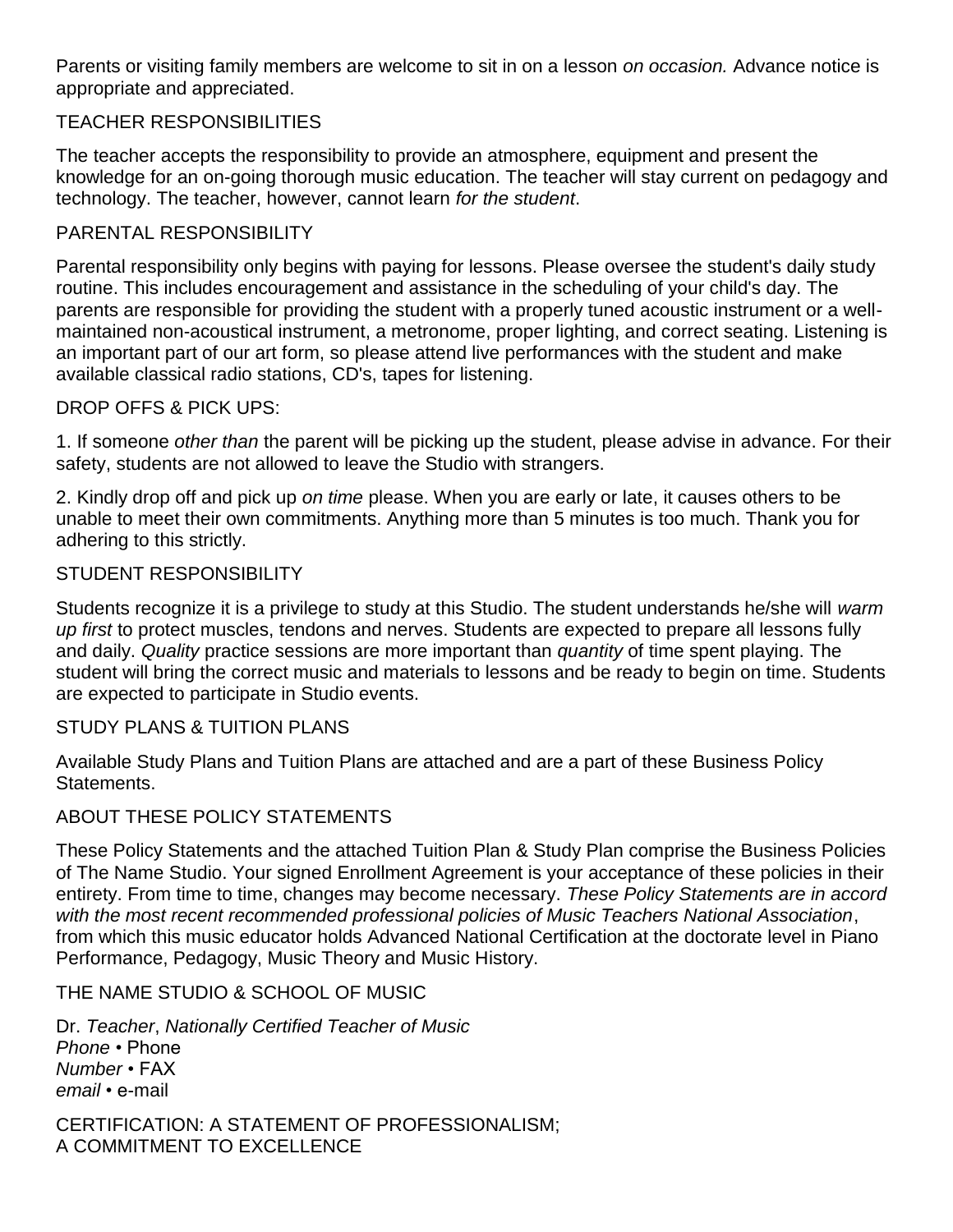Parents or visiting family members are welcome to sit in on a lesson *on occasion.* Advance notice is appropriate and appreciated.

## TEACHER RESPONSIBILITIES

The teacher accepts the responsibility to provide an atmosphere, equipment and present the knowledge for an on-going thorough music education. The teacher will stay current on pedagogy and technology. The teacher, however, cannot learn *for the student*.

## PARENTAL RESPONSIBILITY

Parental responsibility only begins with paying for lessons. Please oversee the student's daily study routine. This includes encouragement and assistance in the scheduling of your child's day. The parents are responsible for providing the student with a properly tuned acoustic instrument or a well-maintained non-acoustical instrument, a metronome, proper lighting, and correct seating. Listening is an important part of our art form, so please attend live performances with the student and make available classical radio stations, CD's, tapes for listening.

## DROP OFFS & PICK UPS:

1. If someone *other than* the parent will be picking up the student, please advise in advance. For their safety, students are not allowed to leave the Studio with strangers.

2. Kindly drop off and pick up *on time* please. When you are early or late, it causes others to be unable to meet their own commitments. Anything more than 5 minutes is too much. Thank you for adhering to this strictly.

## STUDENT RESPONSIBILITY

Students recognize it is a privilege to study at this Studio. The student understands he/she will *warm up first* to protect muscles, tendons and nerves. Students are expected to prepare all lessons fully and daily. *Quality* practice sessions are more important than *quantity* of time spent playing. The student will bring the correct music and materials to lessons and be ready to begin on time. Students are expected to participate in Studio events.

## STUDY PLANS & TUITION PLANS

Available Study Plans and Tuition Plans are attached and are a part of these Business Policy Statements.

## ABOUT THESE POLICY STATEMENTS

These Policy Statements and the attached Tuition Plan & Study Plan comprise the Business Policies of The Name Studio. Your signed Enrollment Agreement is your acceptance of these policies in their entirety. From time to time, changes may become necessary. *These Policy Statements are in accord with the most recent recommended professional policies of Music Teachers National Association*, from which this music educator holds Advanced National Certification at the doctorate level in Piano Performance, Pedagogy, Music Theory and Music History.

THE NAME STUDIO & SCHOOL OF MUSIC

Dr. *Teacher*, *Nationally Certified Teacher of Music*
*Phone* • Phone
*Number* • FAX
*email* • e-mail

CERTIFICATION: A STATEMENT OF PROFESSIONALISM;
A COMMITMENT TO EXCELLENCE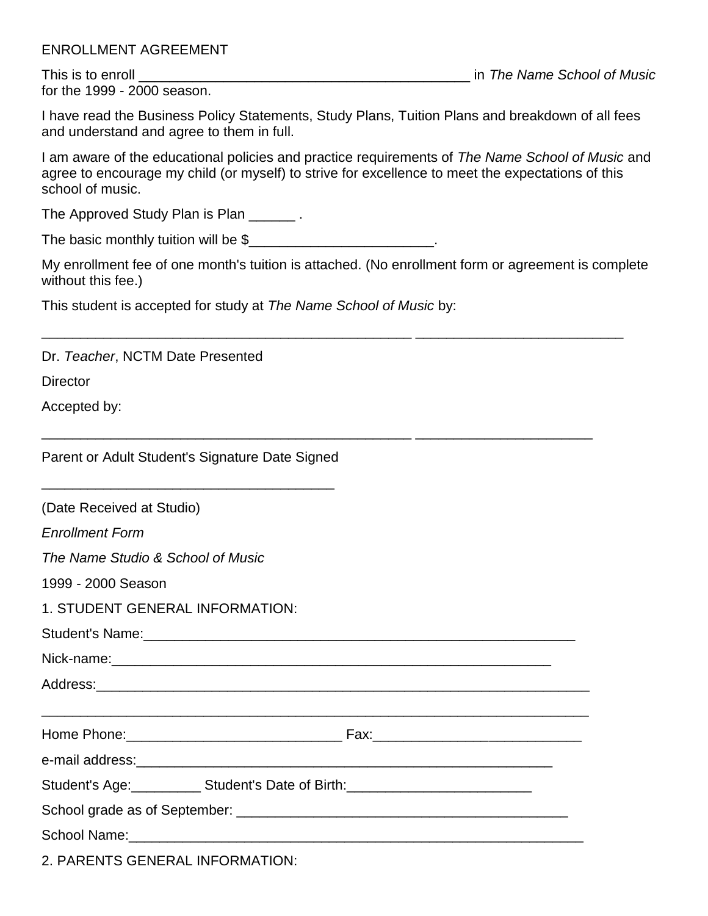ENROLLMENT AGREEMENT

This is to enroll ____________________________________________ in *The Name School of Music* for the 1999 - 2000 season.

I have read the Business Policy Statements, Study Plans, Tuition Plans and breakdown of all fees and understand and agree to them in full.

I am aware of the educational policies and practice requirements of *The Name School of Music* and agree to encourage my child (or myself) to strive for excellence to meet the expectations of this school of music.

The Approved Study Plan is Plan ______ .

The basic monthly tuition will be $________________________.

My enrollment fee of one month's tuition is attached. (No enrollment form or agreement is complete without this fee.)

This student is accepted for study at *The Name School of Music* by:

_________________________________________________ ___________________________

Dr. *Teacher*, NCTM Date Presented

Director

Accepted by:

_________________________________________________ _______________________

Parent or Adult Student's Signature Date Signed

_______________________________________

(Date Received at Studio)

*Enrollment Form*

*The Name Studio & School of Music*

1999 - 2000 Season

1. STUDENT GENERAL INFORMATION:

Student's Name:_________________________________________________________

Nick-name:_____________________________________________________________

Address:_________________________________________________________________

_________________________________________________________________________

Home Phone:____________________________ Fax:___________________________

e-mail address:__________________________________________________________

Student's Age:_________ Student's Date of Birth:________________________

School grade as of September: ___________________________________________

School Name:_____________________________________________________________

2. PARENTS GENERAL INFORMATION: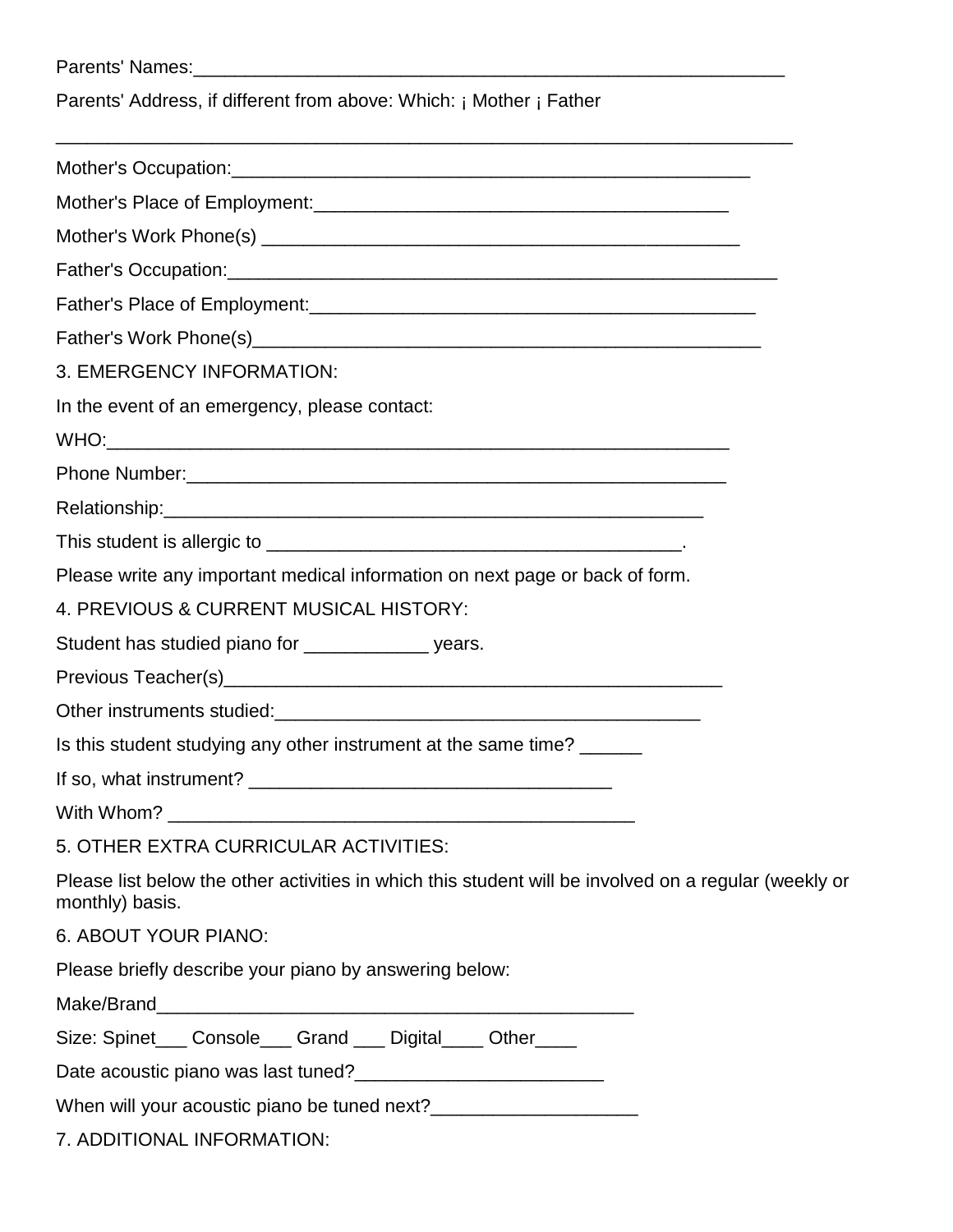Parents' Names:___________________________________________________________

Parents' Address, if different from above: Which: ¡ Mother ¡ Father

_____________________________________________________________________________

Mother's Occupation:_______________________________________________________

Mother's Place of Employment:__________________________________________

Mother's Work Phone(s) ________________________________________________

Father's Occupation:___________________________________________________________

Father's Place of Employment:_____________________________________________

Father's Work Phone(s)_____________________________________________________

3. EMERGENCY INFORMATION:

In the event of an emergency, please contact:

WHO:_________________________________________________________________

Phone Number:_____________________________________________________

Relationship:_____________________________________________________

This student is allergic to ______________________________________.

Please write any important medical information on next page or back of form.

4. PREVIOUS & CURRENT MUSICAL HISTORY:

Student has studied piano for ____________ years.

Previous Teacher(s)_________________________________________________

Other instruments studied:____________________________________________

Is this student studying any other instrument at the same time? ______

If so, what instrument? ____________________________________

With Whom? _______________________________________________

5. OTHER EXTRA CURRICULAR ACTIVITIES:

Please list below the other activities in which this student will be involved on a regular (weekly or monthly) basis.

6. ABOUT YOUR PIANO:

Please briefly describe your piano by answering below:

Make/Brand_______________________________________________

Size: Spinet___ Console___ Grand ___ Digital____ Other____

Date acoustic piano was last tuned?________________________

When will your acoustic piano be tuned next?____________________

7. ADDITIONAL INFORMATION: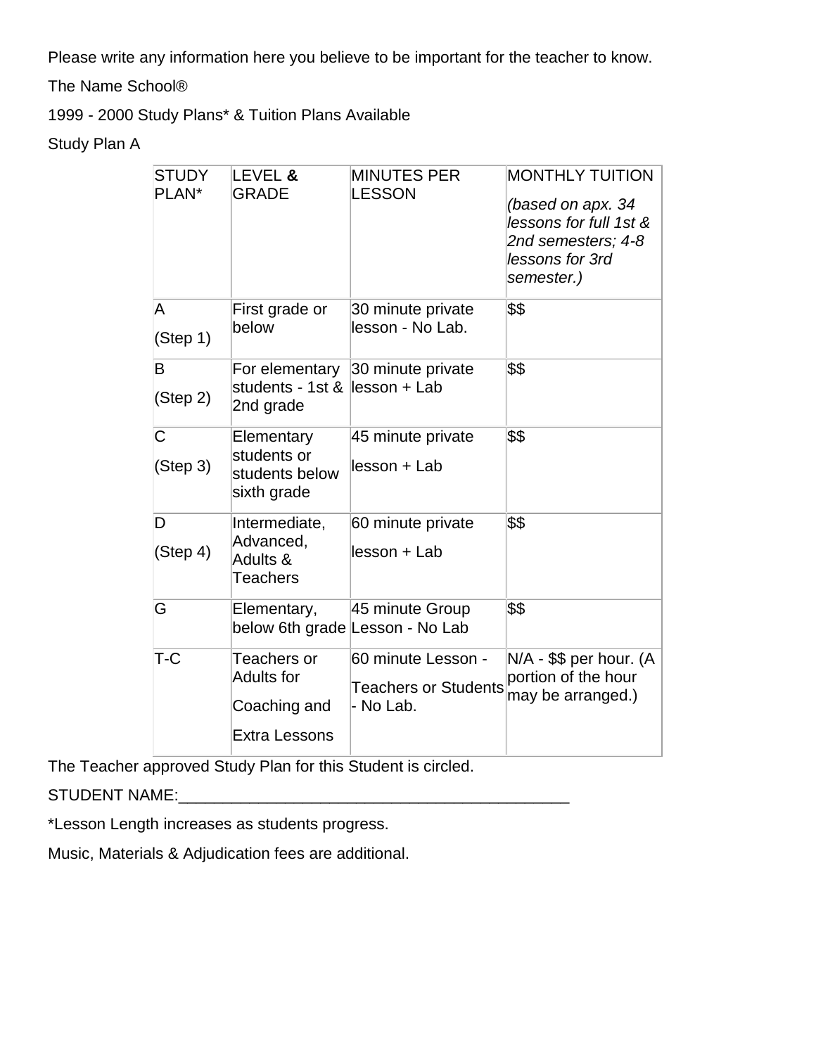Please write any information here you believe to be important for the teacher to know.

The Name School®

1999 - 2000 Study Plans* & Tuition Plans Available

Study Plan A

| STUDY PLAN* | LEVEL **&** GRADE | MINUTES PER LESSON | MONTHLY TUITION *(based on apx. 34 lessons for full 1st & 2nd semesters; 4-8 lessons for 3rd semester.)* |
|---|---|---|---|
| A (Step 1) | First grade or below | 30 minute private lesson - No Lab. | $$ |
| B (Step 2) | For elementary students - 1st & 2nd grade | 30 minute private lesson + Lab | $$ |
| C (Step 3) | Elementary students or students below sixth grade | 45 minute private lesson + Lab | $$ |
| D (Step 4) | Intermediate, Advanced, Adults & Teachers | 60 minute private lesson + Lab | $$ |
| G | Elementary, below 6th grade | 45 minute Group Lesson - No Lab | $$ |
| T-C | Teachers or Adults for Coaching and Extra Lessons | 60 minute Lesson - Teachers or Students - No Lab. | N/A - $$ per hour. (A portion of the hour may be arranged.) |

The Teacher approved Study Plan for this Student is circled.

STUDENT NAME:___________________________________________

*Lesson Length increases as students progress.

Music, Materials & Adjudication fees are additional.